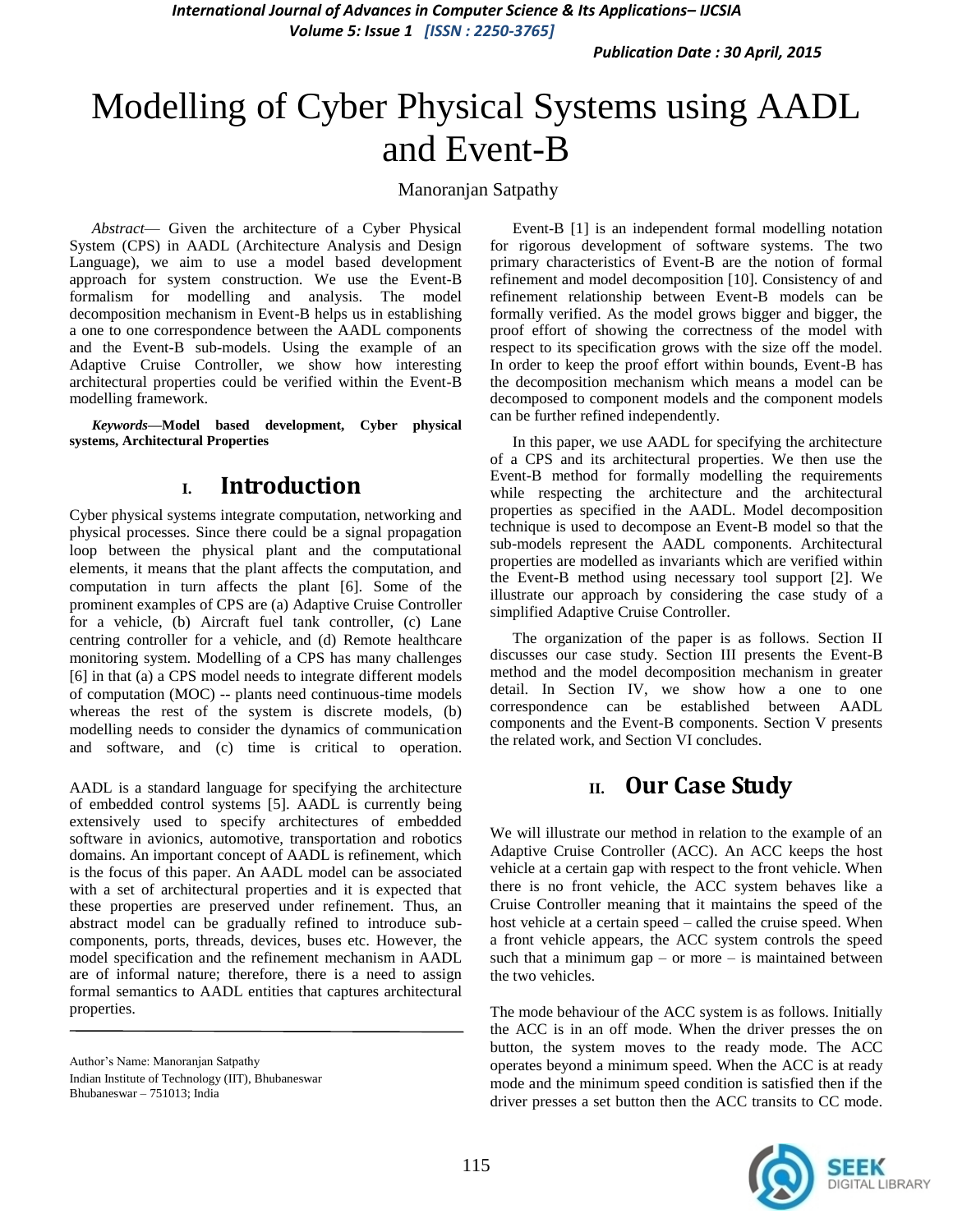# Modelling of Cyber Physical Systems using AADL and Event-B

Manoranjan Satpathy

*Abstract*— Given the architecture of a Cyber Physical System (CPS) in AADL (Architecture Analysis and Design Language), we aim to use a model based development approach for system construction. We use the Event-B formalism for modelling and analysis. The model decomposition mechanism in Event-B helps us in establishing a one to one correspondence between the AADL components and the Event-B sub-models. Using the example of an Adaptive Cruise Controller, we show how interesting architectural properties could be verified within the Event-B modelling framework.

***Keywords*—Model based development, Cyber physical systems, Architectural Properties**

## I. Introduction

Cyber physical systems integrate computation, networking and physical processes. Since there could be a signal propagation loop between the physical plant and the computational elements, it means that the plant affects the computation, and computation in turn affects the plant [6]. Some of the prominent examples of CPS are (a) Adaptive Cruise Controller for a vehicle, (b) Aircraft fuel tank controller, (c) Lane centring controller for a vehicle, and (d) Remote healthcare monitoring system. Modelling of a CPS has many challenges [6] in that (a) a CPS model needs to integrate different models of computation (MOC) -- plants need continuous-time models whereas the rest of the system is discrete models, (b) modelling needs to consider the dynamics of communication and software, and (c) time is critical to operation.

AADL is a standard language for specifying the architecture of embedded control systems [5]. AADL is currently being extensively used to specify architectures of embedded software in avionics, automotive, transportation and robotics domains. An important concept of AADL is refinement, which is the focus of this paper. An AADL model can be associated with a set of architectural properties and it is expected that these properties are preserved under refinement. Thus, an abstract model can be gradually refined to introduce sub-components, ports, threads, devices, buses etc. However, the model specification and the refinement mechanism in AADL are of informal nature; therefore, there is a need to assign formal semantics to AADL entities that captures architectural properties.

Author's Name: Manoranjan Satpathy
Indian Institute of Technology (IIT), Bhubaneswar
Bhubaneswar – 751013; India

Event-B [1] is an independent formal modelling notation for rigorous development of software systems. The two primary characteristics of Event-B are the notion of formal refinement and model decomposition [10]. Consistency of and refinement relationship between Event-B models can be formally verified. As the model grows bigger and bigger, the proof effort of showing the correctness of the model with respect to its specification grows with the size off the model. In order to keep the proof effort within bounds, Event-B has the decomposition mechanism which means a model can be decomposed to component models and the component models can be further refined independently.

In this paper, we use AADL for specifying the architecture of a CPS and its architectural properties. We then use the Event-B method for formally modelling the requirements while respecting the architecture and the architectural properties as specified in the AADL. Model decomposition technique is used to decompose an Event-B model so that the sub-models represent the AADL components. Architectural properties are modelled as invariants which are verified within the Event-B method using necessary tool support [2]. We illustrate our approach by considering the case study of a simplified Adaptive Cruise Controller.

The organization of the paper is as follows. Section II discusses our case study. Section III presents the Event-B method and the model decomposition mechanism in greater detail. In Section IV, we show how a one to one correspondence can be established between AADL components and the Event-B components. Section V presents the related work, and Section VI concludes.

## II. Our Case Study

We will illustrate our method in relation to the example of an Adaptive Cruise Controller (ACC). An ACC keeps the host vehicle at a certain gap with respect to the front vehicle. When there is no front vehicle, the ACC system behaves like a Cruise Controller meaning that it maintains the speed of the host vehicle at a certain speed – called the cruise speed. When a front vehicle appears, the ACC system controls the speed such that a minimum gap – or more – is maintained between the two vehicles.

The mode behaviour of the ACC system is as follows. Initially the ACC is in an off mode. When the driver presses the on button, the system moves to the ready mode. The ACC operates beyond a minimum speed. When the ACC is at ready mode and the minimum speed condition is satisfied then if the driver presses a set button then the ACC transits to CC mode.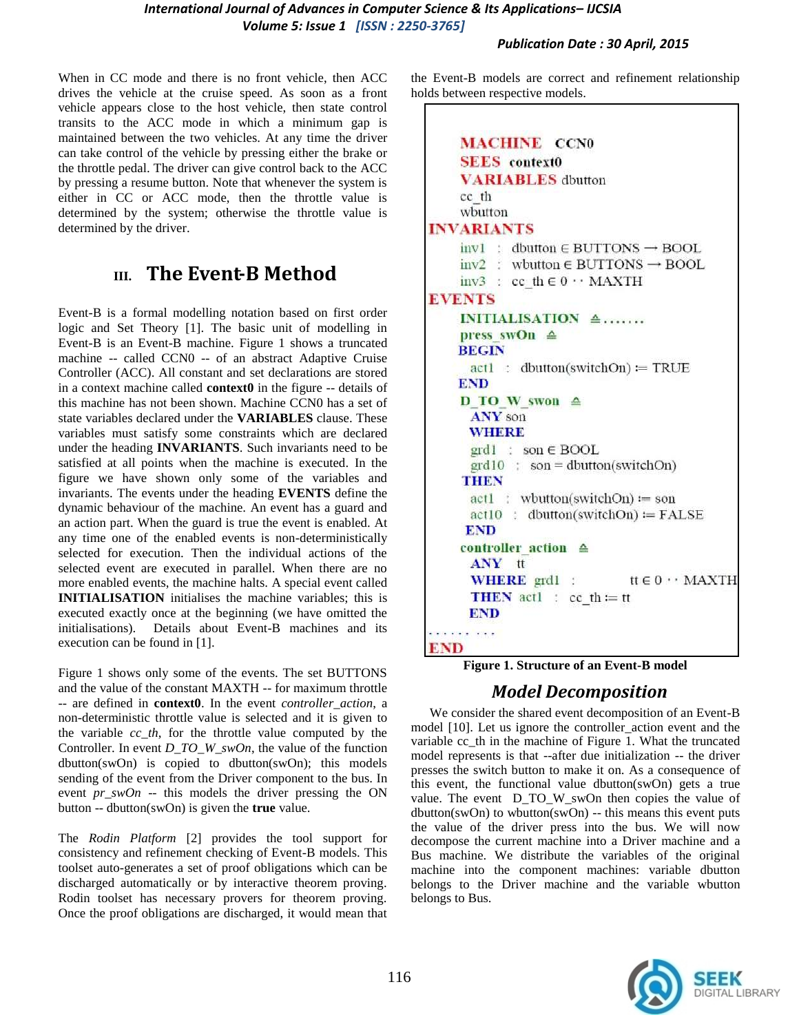When in CC mode and there is no front vehicle, then ACC drives the vehicle at the cruise speed. As soon as a front vehicle appears close to the host vehicle, then state control transits to the ACC mode in which a minimum gap is maintained between the two vehicles. At any time the driver can take control of the vehicle by pressing either the brake or the throttle pedal. The driver can give control back to the ACC by pressing a resume button. Note that whenever the system is either in CC or ACC mode, then the throttle value is determined by the system; otherwise the throttle value is determined by the driver.

## III. The Event-B Method

Event-B is a formal modelling notation based on first order logic and Set Theory [1]. The basic unit of modelling in Event-B is an Event-B machine. Figure 1 shows a truncated machine -- called CCN0 -- of an abstract Adaptive Cruise Controller (ACC). All constant and set declarations are stored in a context machine called **context0** in the figure -- details of this machine has not been shown. Machine CCN0 has a set of state variables declared under the **VARIABLES** clause. These variables must satisfy some constraints which are declared under the heading **INVARIANTS**. Such invariants need to be satisfied at all points when the machine is executed. In the figure we have shown only some of the variables and invariants. The events under the heading **EVENTS** define the dynamic behaviour of the machine. An event has a guard and an action part. When the guard is true the event is enabled. At any time one of the enabled events is non-deterministically selected for execution. Then the individual actions of the selected event are executed in parallel. When there are no more enabled events, the machine halts. A special event called **INITIALISATION** initialises the machine variables; this is executed exactly once at the beginning (we have omitted the initialisations). Details about Event-B machines and its execution can be found in [1].

Figure 1 shows only some of the events. The set BUTTONS and the value of the constant MAXTH -- for maximum throttle -- are defined in **context0**. In the event *controller_action*, a non-deterministic throttle value is selected and it is given to the variable *cc_th*, for the throttle value computed by the Controller. In event *D_TO_W_swOn*, the value of the function dbutton(swOn) is copied to dbutton(swOn); this models sending of the event from the Driver component to the bus. In event *pr_swOn* -- this models the driver pressing the ON button -- dbutton(swOn) is given the **true** value.

The *Rodin Platform* [2] provides the tool support for consistency and refinement checking of Event-B models. This toolset auto-generates a set of proof obligations which can be discharged automatically or by interactive theorem proving. Rodin toolset has necessary provers for theorem proving. Once the proof obligations are discharged, it would mean that the Event-B models are correct and refinement relationship holds between respective models.

```
MACHINE CCN0
SEES context0
VARIABLES dbutton
    cc_th
    wbutton
INVARIANTS
    inv1 : dbutton ∈ BUTTONS → BOOL
    inv2 : wbutton ∈ BUTTONS → BOOL
    inv3 : cc_th ∈ 0 ‥ MAXTH
EVENTS
    INITIALISATION ≙ ......
    press_swOn ≙
    BEGIN
      act1 : dbutton(switchOn) ≔ TRUE
    END
    D_TO_W_swon ≙
      ANY son
      WHERE
        grd1 : son ∈ BOOL
        grd10 : son = dbutton(switchOn)
      THEN
        act1 : wbutton(switchOn) ≔ son
        act10 : dbutton(switchOn) ≔ FALSE
      END
    controller_action ≙
      ANY tt
      WHERE grd1 : tt ∈ 0 ‥ MAXTH
      THEN act1 : cc_th ≔ tt
      END
. . . . . . . .
END
```

**Figure 1. Structure of an Event-B model**

### *Model Decomposition*

We consider the shared event decomposition of an Event-B model [10]. Let us ignore the controller_action event and the variable cc_th in the machine of Figure 1. What the truncated model represents is that --after due initialization -- the driver presses the switch button to make it on. As a consequence of this event, the functional value dbutton(swOn) gets a true value. The event D_TO_W_swOn then copies the value of dbutton(swOn) to wbutton(swOn) -- this means this event puts the value of the driver press into the bus. We will now decompose the current machine into a Driver machine and a Bus machine. We distribute the variables of the original machine into the component machines: variable dbutton belongs to the Driver machine and the variable wbutton belongs to Bus.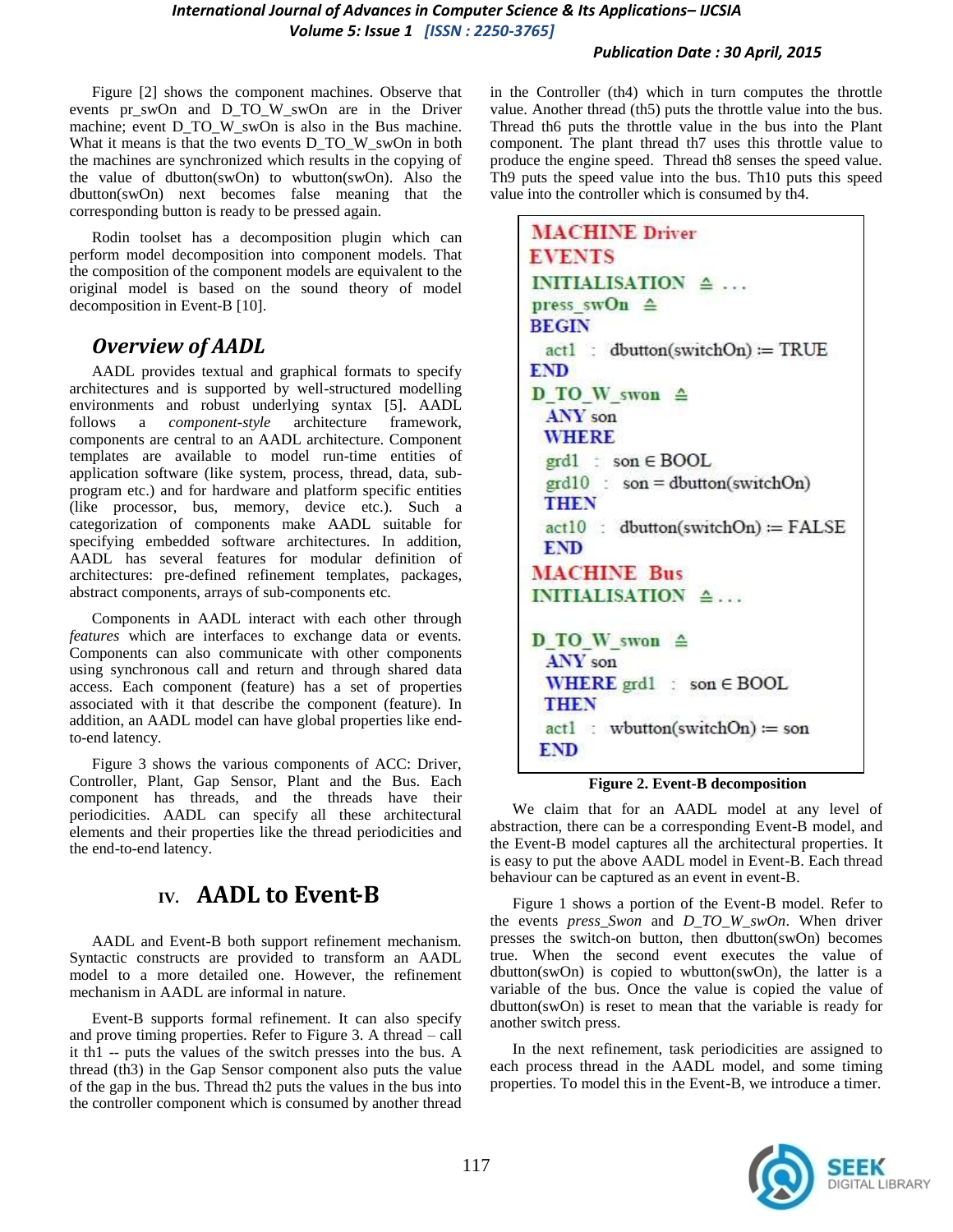Figure [2] shows the component machines. Observe that events pr_swOn and D_TO_W_swOn are in the Driver machine; event D_TO_W_swOn is also in the Bus machine. What it means is that the two events D_TO_W_swOn in both the machines are synchronized which results in the copying of the value of dbutton(swOn) to wbutton(swOn). Also the dbutton(swOn) next becomes false meaning that the corresponding button is ready to be pressed again.

Rodin toolset has a decomposition plugin which can perform model decomposition into component models. That the composition of the component models are equivalent to the original model is based on the sound theory of model decomposition in Event-B [10].

## Overview of AADL

AADL provides textual and graphical formats to specify architectures and is supported by well-structured modelling environments and robust underlying syntax [5]. AADL follows a *component-style* architecture framework, components are central to an AADL architecture. Component templates are available to model run-time entities of application software (like system, process, thread, data, sub-program etc.) and for hardware and platform specific entities (like processor, bus, memory, device etc.). Such a categorization of components make AADL suitable for specifying embedded software architectures. In addition, AADL has several features for modular definition of architectures: pre-defined refinement templates, packages, abstract components, arrays of sub-components etc.

Components in AADL interact with each other through *features* which are interfaces to exchange data or events. Components can also communicate with other components using synchronous call and return and through shared data access. Each component (feature) has a set of properties associated with it that describe the component (feature). In addition, an AADL model can have global properties like end-to-end latency.

Figure 3 shows the various components of ACC: Driver, Controller, Plant, Gap Sensor, Plant and the Bus. Each component has threads, and the threads have their periodicities. AADL can specify all these architectural elements and their properties like the thread periodicities and the end-to-end latency.

# IV. AADL to Event-B

AADL and Event-B both support refinement mechanism. Syntactic constructs are provided to transform an AADL model to a more detailed one. However, the refinement mechanism in AADL are informal in nature.

Event-B supports formal refinement. It can also specify and prove timing properties. Refer to Figure 3. A thread – call it th1 -- puts the values of the switch presses into the bus. A thread (th3) in the Gap Sensor component also puts the value of the gap in the bus. Thread th2 puts the values in the bus into the controller component which is consumed by another thread in the Controller (th4) which in turn computes the throttle value. Another thread (th5) puts the throttle value into the bus. Thread th6 puts the throttle value in the bus into the Plant component. The plant thread th7 uses this throttle value to produce the engine speed. Thread th8 senses the speed value. Th9 puts the speed value into the bus. Th10 puts this speed value into the controller which is consumed by th4.

```
MACHINE Driver
EVENTS
INITIALISATION ≙ ...
press_swOn ≙
BEGIN
  act1 : dbutton(switchOn) := TRUE
END
D_TO_W_swon ≙
  ANY son
  WHERE
  grd1 : son ∈ BOOL
  grd10 : son = dbutton(switchOn)
  THEN
  act10 : dbutton(switchOn) := FALSE
  END
MACHINE Bus
INITIALISATION ≙...

D_TO_W_swon ≙
  ANY son
  WHERE grd1 : son ∈ BOOL
  THEN
  act1 : wbutton(switchOn) := son
  END
```

**Figure 2. Event-B decomposition**

We claim that for an AADL model at any level of abstraction, there can be a corresponding Event-B model, and the Event-B model captures all the architectural properties. It is easy to put the above AADL model in Event-B. Each thread behaviour can be captured as an event in Event-B.

Figure 1 shows a portion of the Event-B model. Refer to the events *press_Swon* and *D_TO_W_swOn*. When driver presses the switch-on button, then dbutton(swOn) becomes true. When the second event executes the value of dbutton(swOn) is copied to wbutton(swOn), the latter is a variable of the bus. Once the value is copied the value of dbutton(swOn) is reset to mean that the variable is ready for another switch press.

In the next refinement, task periodicities are assigned to each process thread in the AADL model, and some timing properties. To model this in the Event-B, we introduce a timer.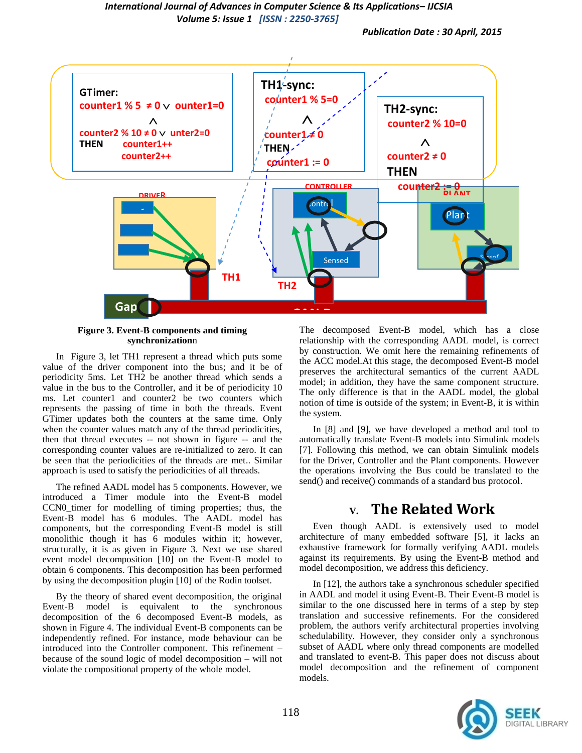**Figure 3. Event-B components and timing synchronization**n

In Figure 3, let TH1 represent a thread which puts some value of the driver component into the bus; and it be of periodicity 5ms. Let TH2 be another thread which sends a value in the bus to the Controller, and it be of periodicity 10 ms. Let counter1 and counter2 be two counters which represents the passing of time in both the threads. Event GTimer updates both the counters at the same time. Only when the counter values match any of the thread periodicities, then that thread executes -- not shown in figure -- and the corresponding counter values are re-initialized to zero. It can be seen that the periodicities of the threads are met.. Similar approach is used to satisfy the periodicities of all threads.

The refined AADL model has 5 components. However, we introduced a Timer module into the Event-B model CCN0_timer for modelling of timing properties; thus, the Event-B model has 6 modules. The AADL model has components, but the corresponding Event-B model is still monolithic though it has 6 modules within it; however, structurally, it is as given in Figure 3. Next we use shared event model decomposition [10] on the Event-B model to obtain 6 components. This decomposition has been performed by using the decomposition plugin [10] of the Rodin toolset.

By the theory of shared event decomposition, the original Event-B model is equivalent to the synchronous decomposition of the 6 decomposed Event-B models, as shown in Figure 4. The individual Event-B components can be independently refined. For instance, mode behaviour can be introduced into the Controller component. This refinement – because of the sound logic of model decomposition – will not violate the compositional property of the whole model.

The decomposed Event-B model, which has a close relationship with the corresponding AADL model, is correct by construction. We omit here the remaining refinements of the ACC model.At this stage, the decomposed Event-B model preserves the architectural semantics of the current AADL model; in addition, they have the same component structure. The only difference is that in the AADL model, the global notion of time is outside of the system; in Event-B, it is within the system.

In [8] and [9], we have developed a method and tool to automatically translate Event-B models into Simulink models [7]. Following this method, we can obtain Simulink models for the Driver, Controller and the Plant components. However the operations involving the Bus could be translated to the send() and receive() commands of a standard bus protocol.

## V. The Related Work

Even though AADL is extensively used to model architecture of many embedded software [5], it lacks an exhaustive framework for formally verifying AADL models against its requirements. By using the Event-B method and model decomposition, we address this deficiency.

In [12], the authors take a synchronous scheduler specified in AADL and model it using Event-B. Their Event-B model is similar to the one discussed here in terms of a step by step translation and successive refinements. For the considered problem, the authors verify architectural properties involving schedulability. However, they consider only a synchronous subset of AADL where only thread components are modelled and translated to event-B. This paper does not discuss about model decomposition and the refinement of component models.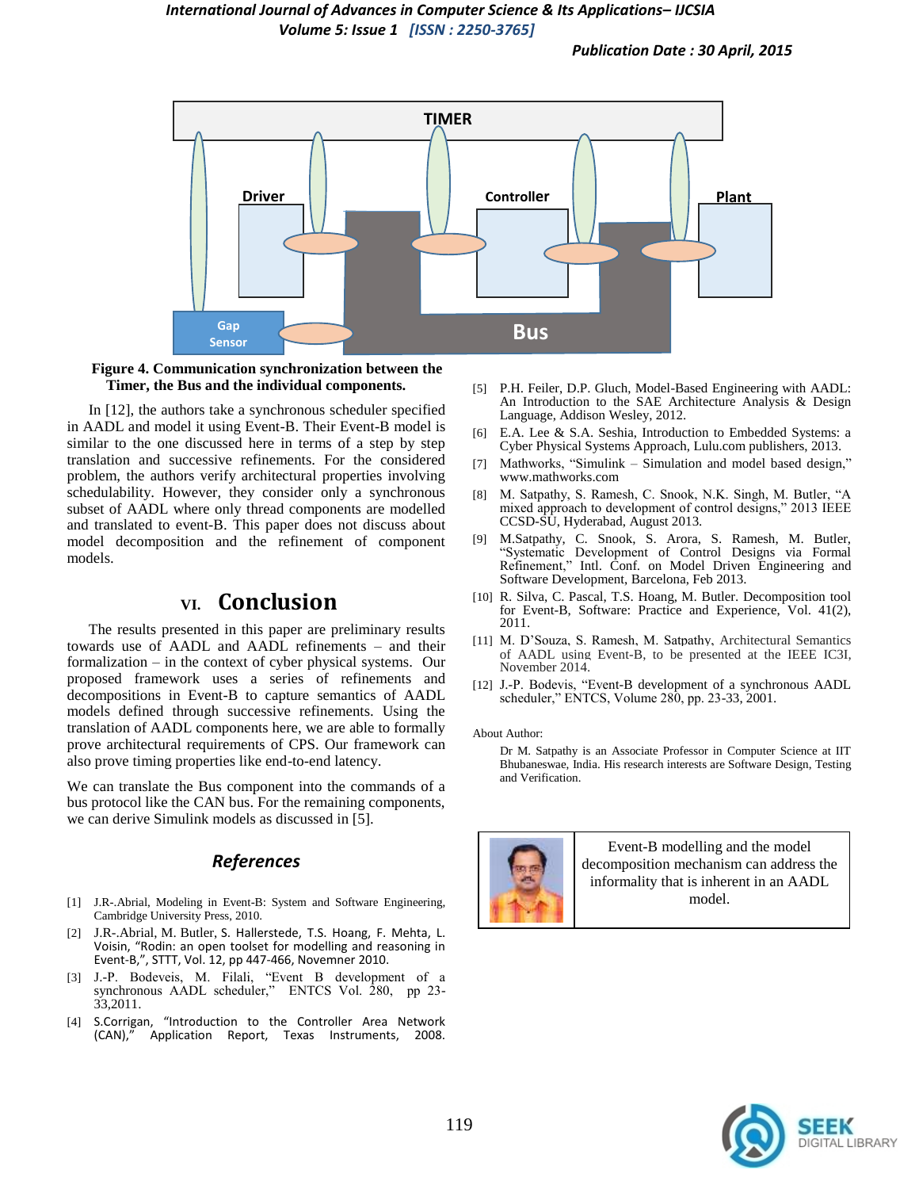TIMER

Driver

Controller

Plant

Gap Sensor

Bus

**Figure 4. Communication synchronization between the Timer, the Bus and the individual components.**

In [12], the authors take a synchronous scheduler specified in AADL and model it using Event-B. Their Event-B model is similar to the one discussed here in terms of a step by step translation and successive refinements. For the considered problem, the authors verify architectural properties involving schedulability. However, they consider only a synchronous subset of AADL where only thread components are modelled and translated to event-B. This paper does not discuss about model decomposition and the refinement of component models.

## VI. Conclusion

The results presented in this paper are preliminary results towards use of AADL and AADL refinements – and their formalization – in the context of cyber physical systems. Our proposed framework uses a series of refinements and decompositions in Event-B to capture semantics of AADL models defined through successive refinements. Using the translation of AADL components here, we are able to formally prove architectural requirements of CPS. Our framework can also prove timing properties like end-to-end latency.

We can translate the Bus component into the commands of a bus protocol like the CAN bus. For the remaining components, we can derive Simulink models as discussed in [5].

## References

[1] J.R-.Abrial, Modeling in Event-B: System and Software Engineering, Cambridge University Press, 2010.

[2] J.R-.Abrial, M. Butler, S. Hallerstede, T.S. Hoang, F. Mehta, L. Voisin, "Rodin: an open toolset for modelling and reasoning in Event-B,", STTT, Vol. 12, pp 447-466, Novemner 2010.

[3] J.-P. Bodeveis, M. Filali, "Event B development of a synchronous AADL scheduler," ENTCS Vol. 280, pp 23-33,2011.

[4] S.Corrigan, "Introduction to the Controller Area Network (CAN)," Application Report, Texas Instruments, 2008.

[5] P.H. Feiler, D.P. Gluch, Model-Based Engineering with AADL: An Introduction to the SAE Architecture Analysis & Design Language, Addison Wesley, 2012.

[6] E.A. Lee & S.A. Seshia, Introduction to Embedded Systems: a Cyber Physical Systems Approach, Lulu.com publishers, 2013.

[7] Mathworks, "Simulink – Simulation and model based design," www.mathworks.com

[8] M. Satpathy, S. Ramesh, C. Snook, N.K. Singh, M. Butler, "A mixed approach to development of control designs," 2013 IEEE CCSD-SU, Hyderabad, August 2013.

[9] M.Satpathy, C. Snook, S. Arora, S. Ramesh, M. Butler, "Systematic Development of Control Designs via Formal Refinement," Intl. Conf. on Model Driven Engineering and Software Development, Barcelona, Feb 2013.

[10] R. Silva, C. Pascal, T.S. Hoang, M. Butler. Decomposition tool for Event-B, Software: Practice and Experience, Vol. 41(2), 2011.

[11] M. D'Souza, S. Ramesh, M. Satpathy, Architectural Semantics of AADL using Event-B, to be presented at the IEEE IC3I, November 2014.

[12] J.-P. Bodevis, "Event-B development of a synchronous AADL scheduler," ENTCS, Volume 280, pp. 23-33, 2001.

About Author:

Dr M. Satpathy is an Associate Professor in Computer Science at IIT Bhubaneswae, India. His research interests are Software Design, Testing and Verification.

Event-B modelling and the model decomposition mechanism can address the informality that is inherent in an AADL model.